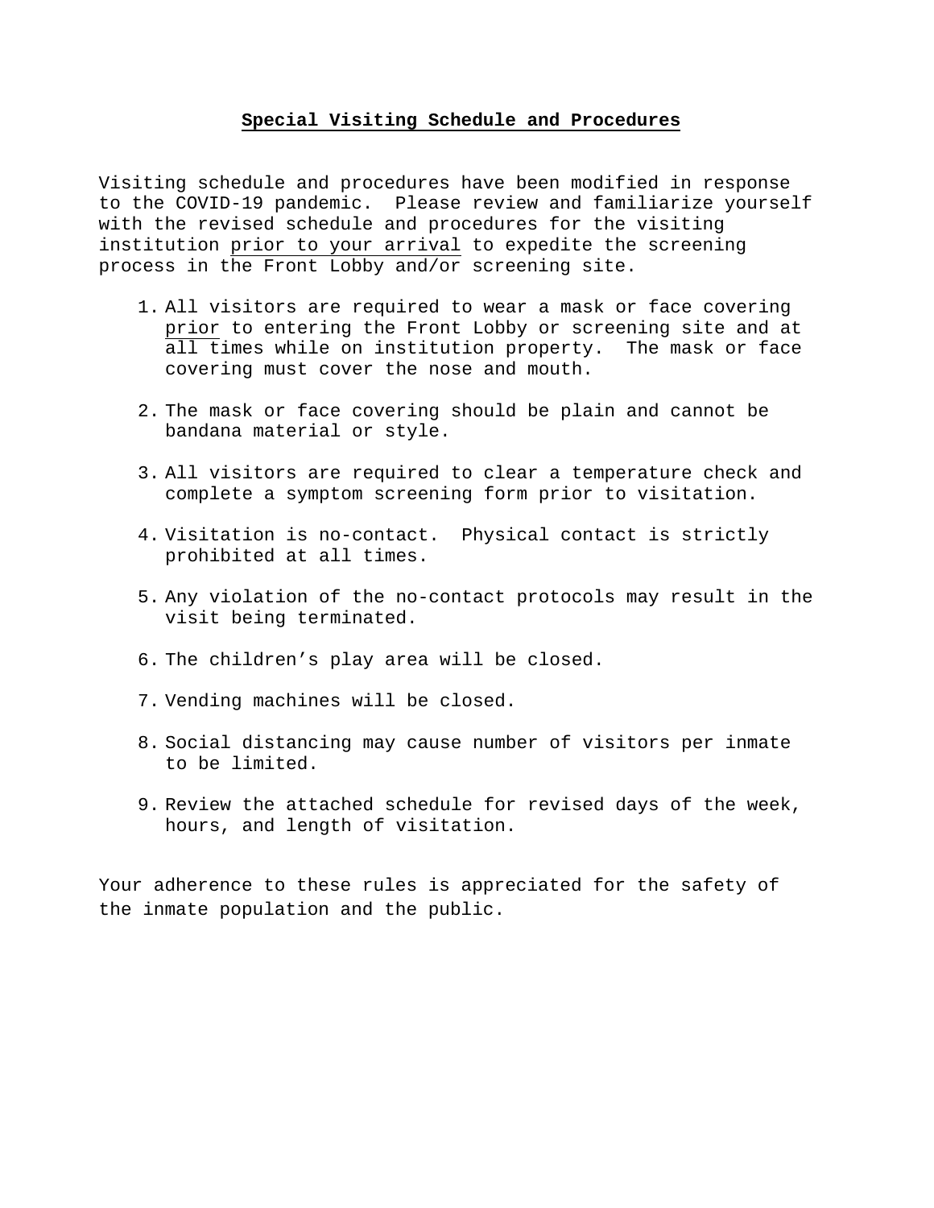# **Special Visiting Schedule and Procedures**

Visiting schedule and procedures have been modified in response to the COVID-19 pandemic. Please review and familiarize yourself with the revised schedule and procedures for the visiting institution prior to your arrival to expedite the screening process in the Front Lobby and/or screening site.

1. All visitors are required to wear a mask or face covering prior to entering the Front Lobby or screening site and at all times while on institution property. The mask or face covering must cover the nose and mouth.

2. The mask or face covering should be plain and cannot be bandana material or style.

3. All visitors are required to clear a temperature check and complete a symptom screening form prior to visitation.

4. Visitation is no-contact. Physical contact is strictly prohibited at all times.

5. Any violation of the no-contact protocols may result in the visit being terminated.

6. The children's play area will be closed.

7. Vending machines will be closed.

8. Social distancing may cause number of visitors per inmate to be limited.

9. Review the attached schedule for revised days of the week, hours, and length of visitation.

Your adherence to these rules is appreciated for the safety of the inmate population and the public.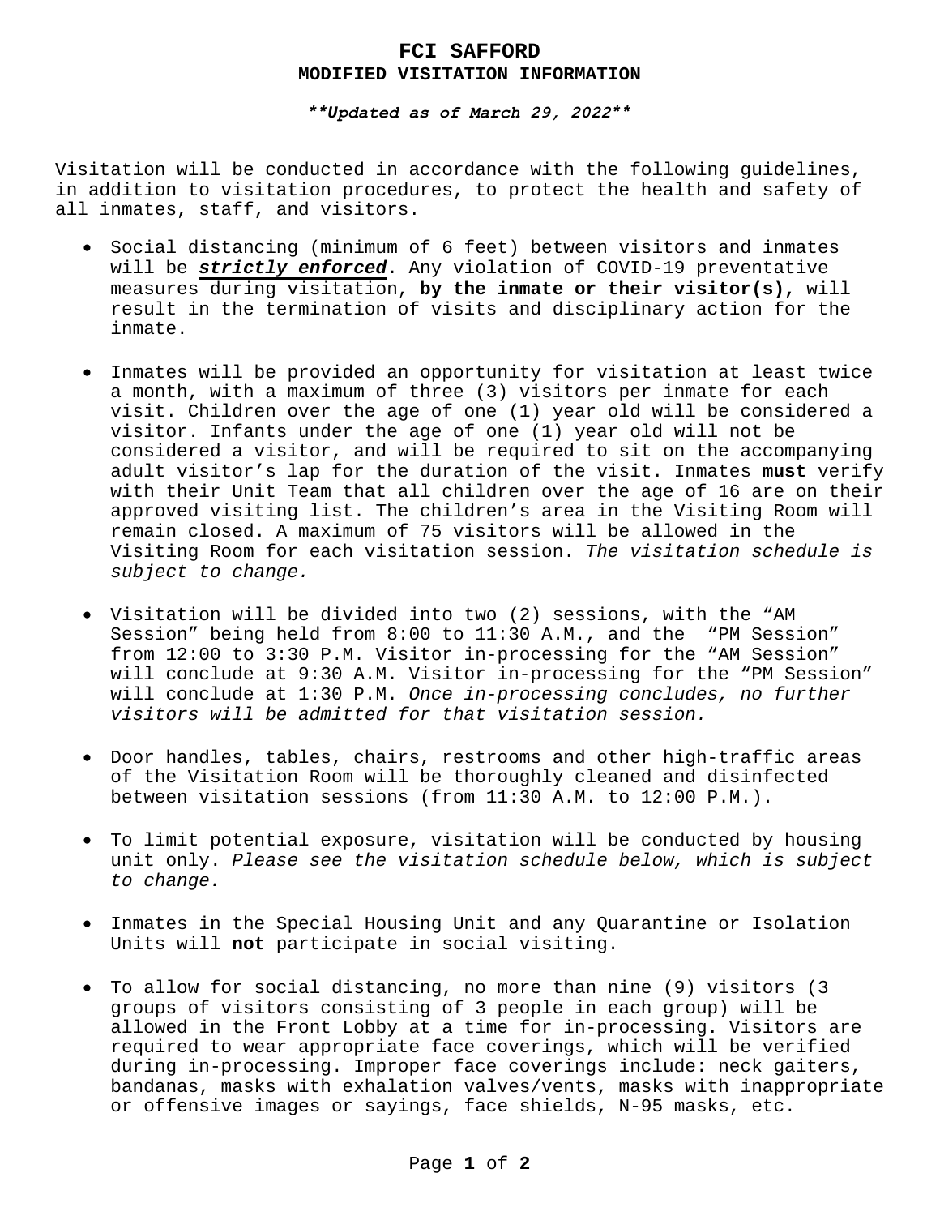# FCI SAFFORD

## MODIFIED VISITATION INFORMATION

***\*\*Updated as of March 29, 2022\*\****

Visitation will be conducted in accordance with the following guidelines, in addition to visitation procedures, to protect the health and safety of all inmates, staff, and visitors.

- Social distancing (minimum of 6 feet) between visitors and inmates will be ***strictly enforced***. Any violation of COVID-19 preventative measures during visitation, **by the inmate or their visitor(s),** will result in the termination of visits and disciplinary action for the inmate.

- Inmates will be provided an opportunity for visitation at least twice a month, with a maximum of three (3) visitors per inmate for each visit. Children over the age of one (1) year old will be considered a visitor. Infants under the age of one (1) year old will not be considered a visitor, and will be required to sit on the accompanying adult visitor's lap for the duration of the visit. Inmates **must** verify with their Unit Team that all children over the age of 16 are on their approved visiting list. The children's area in the Visiting Room will remain closed. A maximum of 75 visitors will be allowed in the Visiting Room for each visitation session. *The visitation schedule is subject to change.*

- Visitation will be divided into two (2) sessions, with the "AM Session" being held from 8:00 to 11:30 A.M., and the "PM Session" from 12:00 to 3:30 P.M. Visitor in-processing for the "AM Session" will conclude at 9:30 A.M. Visitor in-processing for the "PM Session" will conclude at 1:30 P.M. *Once in-processing concludes, no further visitors will be admitted for that visitation session.*

- Door handles, tables, chairs, restrooms and other high-traffic areas of the Visitation Room will be thoroughly cleaned and disinfected between visitation sessions (from 11:30 A.M. to 12:00 P.M.).

- To limit potential exposure, visitation will be conducted by housing unit only. *Please see the visitation schedule below, which is subject to change.*

- Inmates in the Special Housing Unit and any Quarantine or Isolation Units will **not** participate in social visiting.

- To allow for social distancing, no more than nine (9) visitors (3 groups of visitors consisting of 3 people in each group) will be allowed in the Front Lobby at a time for in-processing. Visitors are required to wear appropriate face coverings, which will be verified during in-processing. Improper face coverings include: neck gaiters, bandanas, masks with exhalation valves/vents, masks with inappropriate or offensive images or sayings, face shields, N-95 masks, etc.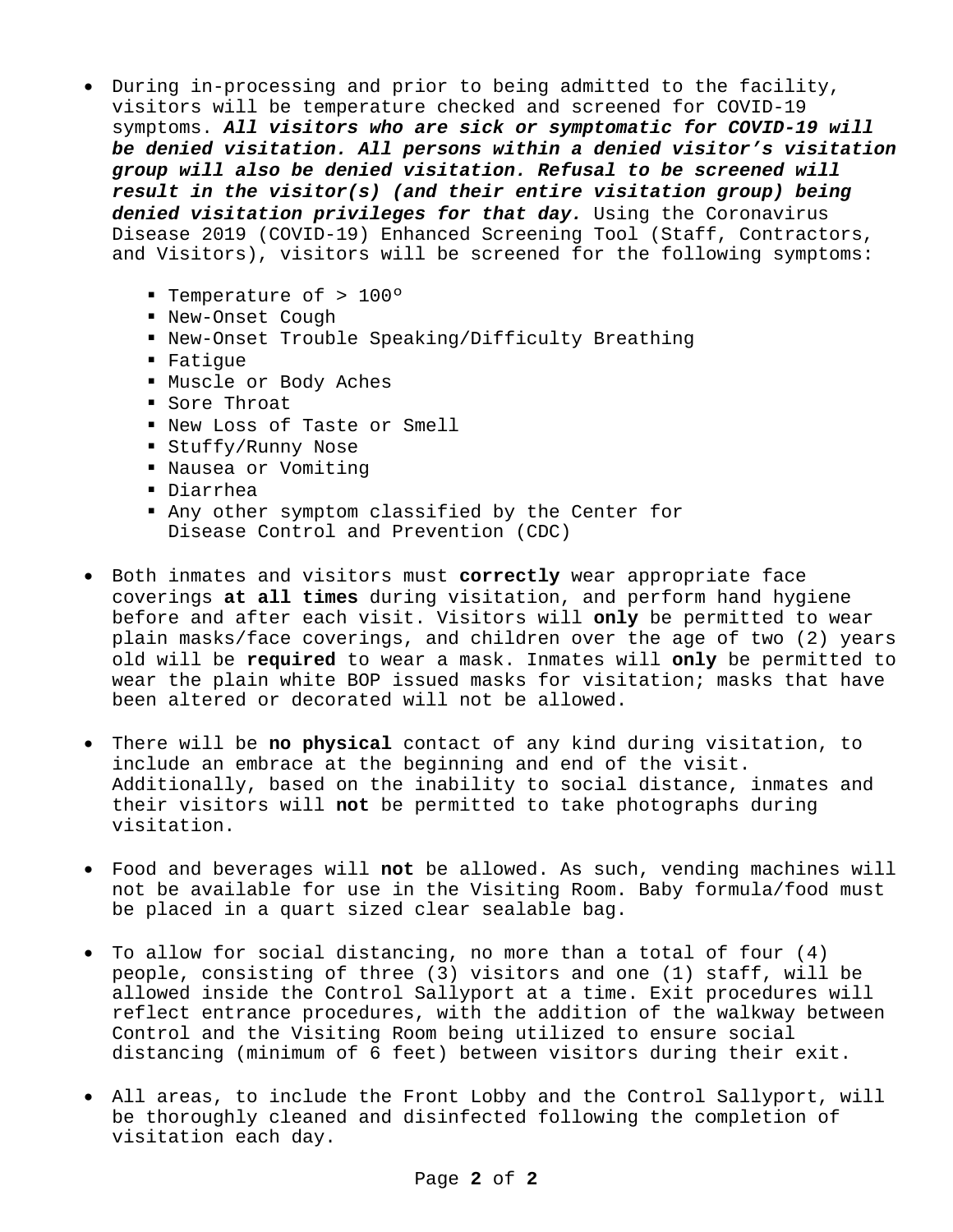- During in-processing and prior to being admitted to the facility, visitors will be temperature checked and screened for COVID-19 symptoms. ***All visitors who are sick or symptomatic for COVID-19 will be denied visitation. All persons within a denied visitor's visitation group will also be denied visitation. Refusal to be screened will result in the visitor(s) (and their entire visitation group) being denied visitation privileges for that day.*** Using the Coronavirus Disease 2019 (COVID-19) Enhanced Screening Tool (Staff, Contractors, and Visitors), visitors will be screened for the following symptoms:

    - Temperature of > 100º
    - New-Onset Cough
    - New-Onset Trouble Speaking/Difficulty Breathing
    - Fatigue
    - Muscle or Body Aches
    - Sore Throat
    - New Loss of Taste or Smell
    - Stuffy/Runny Nose
    - Nausea or Vomiting
    - Diarrhea
    - Any other symptom classified by the Center for Disease Control and Prevention (CDC)

- Both inmates and visitors must **correctly** wear appropriate face coverings **at all times** during visitation, and perform hand hygiene before and after each visit. Visitors will **only** be permitted to wear plain masks/face coverings, and children over the age of two (2) years old will be **required** to wear a mask. Inmates will **only** be permitted to wear the plain white BOP issued masks for visitation; masks that have been altered or decorated will not be allowed.

- There will be **no physical** contact of any kind during visitation, to include an embrace at the beginning and end of the visit. Additionally, based on the inability to social distance, inmates and their visitors will **not** be permitted to take photographs during visitation.

- Food and beverages will **not** be allowed. As such, vending machines will not be available for use in the Visiting Room. Baby formula/food must be placed in a quart sized clear sealable bag.

- To allow for social distancing, no more than a total of four (4) people, consisting of three (3) visitors and one (1) staff, will be allowed inside the Control Sallyport at a time. Exit procedures will reflect entrance procedures, with the addition of the walkway between Control and the Visiting Room being utilized to ensure social distancing (minimum of 6 feet) between visitors during their exit.

- All areas, to include the Front Lobby and the Control Sallyport, will be thoroughly cleaned and disinfected following the completion of visitation each day.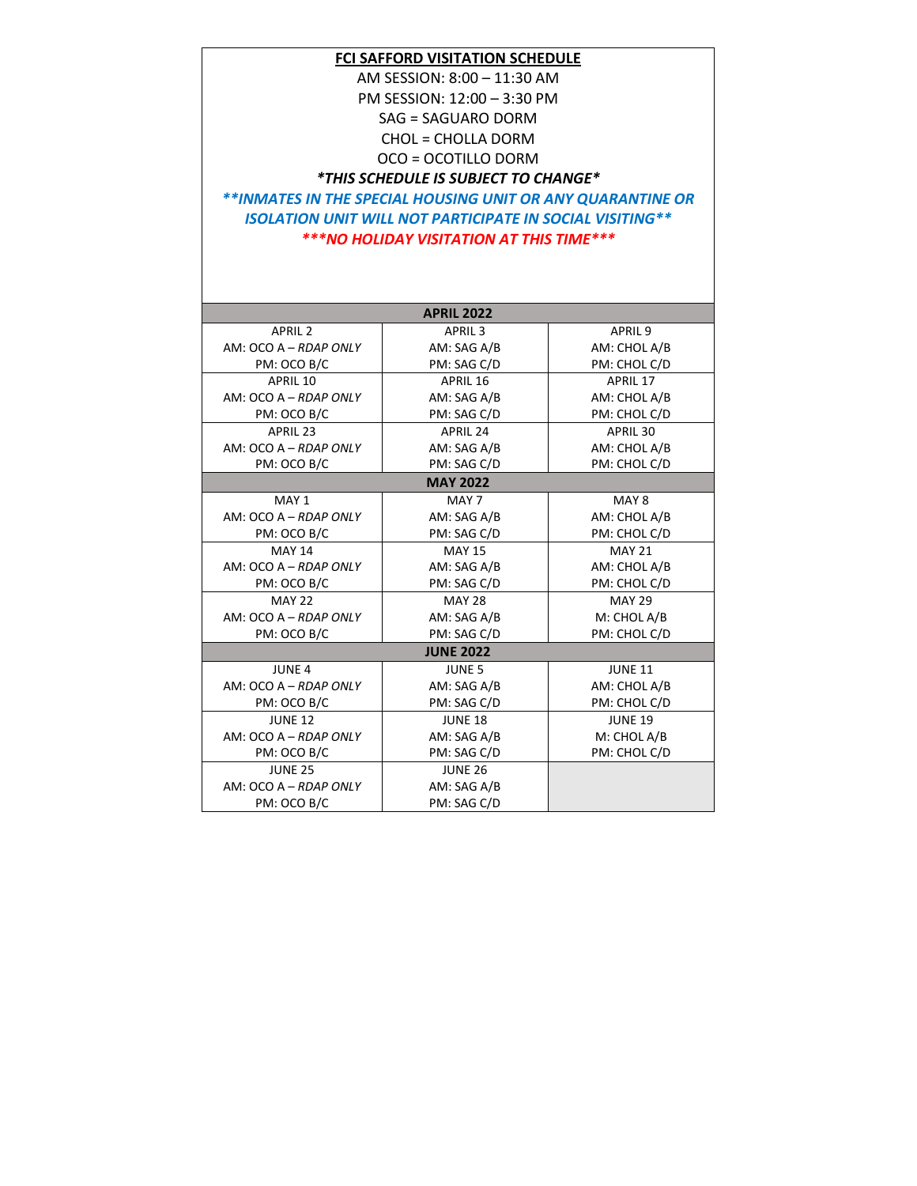**FCI SAFFORD VISITATION SCHEDULE**

AM SESSION: 8:00 – 11:30 AM

PM SESSION: 12:00 – 3:30 PM

SAG = SAGUARO DORM

CHOL = CHOLLA DORM

OCO = OCOTILLO DORM

***THIS SCHEDULE IS SUBJECT TO CHANGE***

****INMATES IN THE SPECIAL HOUSING UNIT OR ANY QUARANTINE OR ISOLATION UNIT WILL NOT PARTICIPATE IN SOCIAL VISITING****

*****NO HOLIDAY VISITATION AT THIS TIME*****

| APRIL 2022 | | |
|---|---|---|
| APRIL 2<br>AM: OCO A – *RDAP ONLY*<br>PM: OCO B/C | APRIL 3<br>AM: SAG A/B<br>PM: SAG C/D | APRIL 9<br>AM: CHOL A/B<br>PM: CHOL C/D |
| APRIL 10<br>AM: OCO A – *RDAP ONLY*<br>PM: OCO B/C | APRIL 16<br>AM: SAG A/B<br>PM: SAG C/D | APRIL 17<br>AM: CHOL A/B<br>PM: CHOL C/D |
| APRIL 23<br>AM: OCO A – *RDAP ONLY*<br>PM: OCO B/C | APRIL 24<br>AM: SAG A/B<br>PM: SAG C/D | APRIL 30<br>AM: CHOL A/B<br>PM: CHOL C/D |
| **MAY 2022** | | |
| MAY 1<br>AM: OCO A – *RDAP ONLY*<br>PM: OCO B/C | MAY 7<br>AM: SAG A/B<br>PM: SAG C/D | MAY 8<br>AM: CHOL A/B<br>PM: CHOL C/D |
| MAY 14<br>AM: OCO A – *RDAP ONLY*<br>PM: OCO B/C | MAY 15<br>AM: SAG A/B<br>PM: SAG C/D | MAY 21<br>AM: CHOL A/B<br>PM: CHOL C/D |
| MAY 22<br>AM: OCO A – *RDAP ONLY*<br>PM: OCO B/C | MAY 28<br>AM: SAG A/B<br>PM: SAG C/D | MAY 29<br>M: CHOL A/B<br>PM: CHOL C/D |
| **JUNE 2022** | | |
| JUNE 4<br>AM: OCO A – *RDAP ONLY*<br>PM: OCO B/C | JUNE 5<br>AM: SAG A/B<br>PM: SAG C/D | JUNE 11<br>AM: CHOL A/B<br>PM: CHOL C/D |
| JUNE 12<br>AM: OCO A – *RDAP ONLY*<br>PM: OCO B/C | JUNE 18<br>AM: SAG A/B<br>PM: SAG C/D | JUNE 19<br>M: CHOL A/B<br>PM: CHOL C/D |
| JUNE 25<br>AM: OCO A – *RDAP ONLY*<br>PM: OCO B/C | JUNE 26<br>AM: SAG A/B<br>PM: SAG C/D | |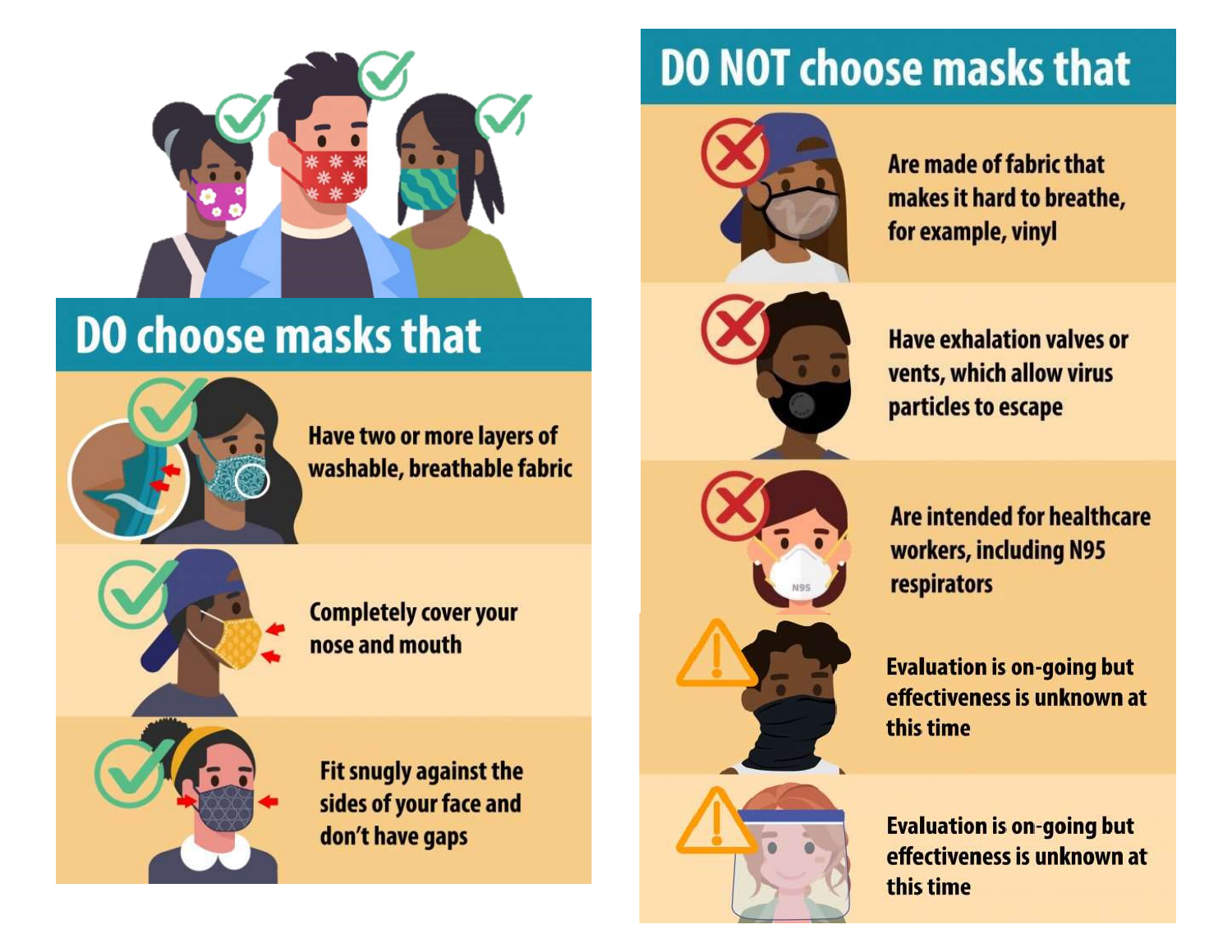## DO choose masks that

- Have two or more layers of washable, breathable fabric
- Completely cover your nose and mouth
- Fit snugly against the sides of your face and don't have gaps

## DO NOT choose masks that

- Are made of fabric that makes it hard to breathe, for example, vinyl
- Have exhalation valves or vents, which allow virus particles to escape
- Are intended for healthcare workers, including N95 respirators
- Evaluation is on-going but effectiveness is unknown at this time
- Evaluation is on-going but effectiveness is unknown at this time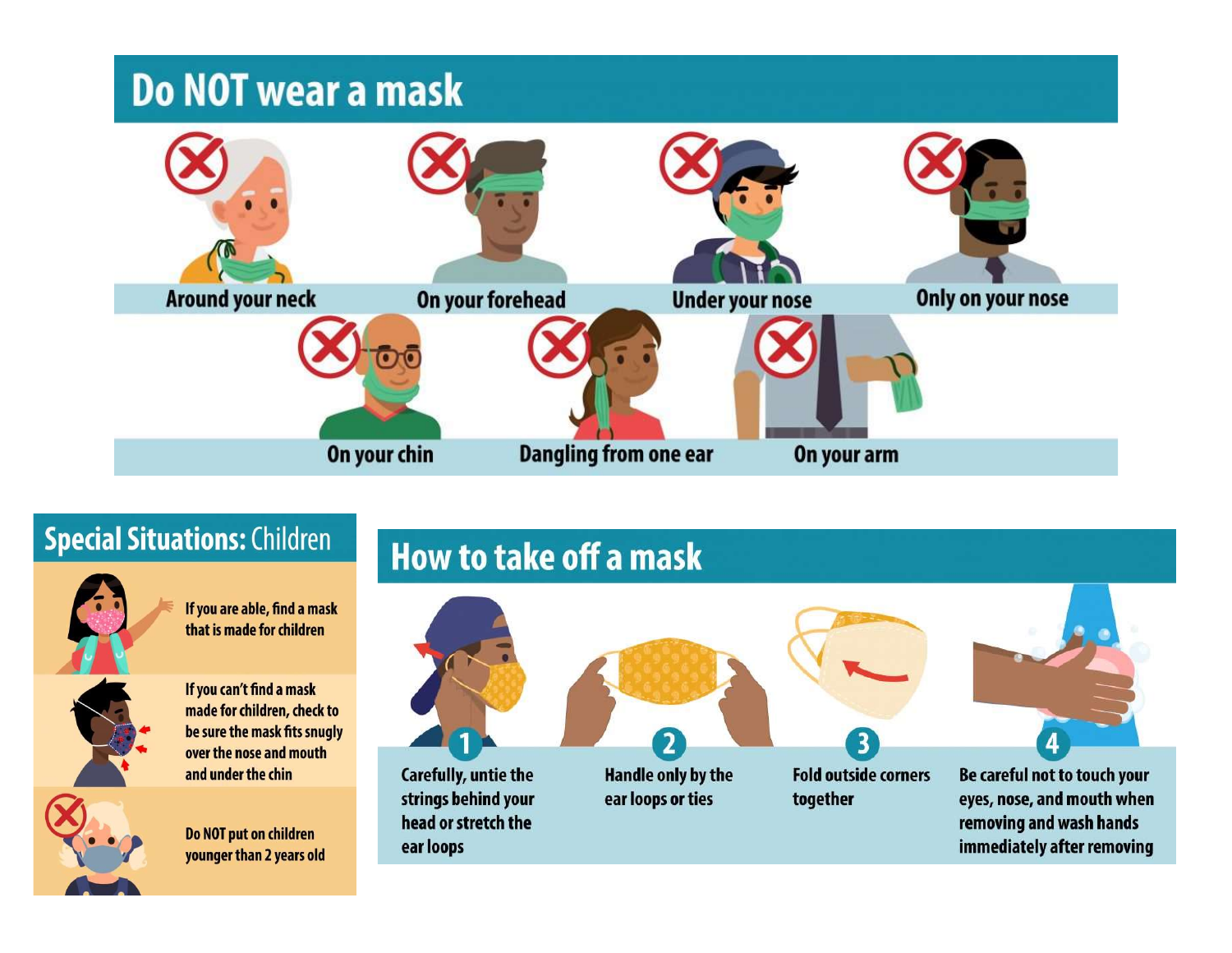## Do NOT wear a mask

- Around your neck
- On your forehead
- Under your nose
- Only on your nose
- On your chin
- Dangling from one ear
- On your arm

## Special Situations: Children

- If you are able, find a mask that is made for children
- If you can't find a mask made for children, check to be sure the mask fits snugly over the nose and mouth and under the chin
- Do NOT put on children younger than 2 years old

## How to take off a mask

1. Carefully, untie the strings behind your head or stretch the ear loops
2. Handle only by the ear loops or ties
3. Fold outside corners together
4. Be careful not to touch your eyes, nose, and mouth when removing and wash hands immediately after removing